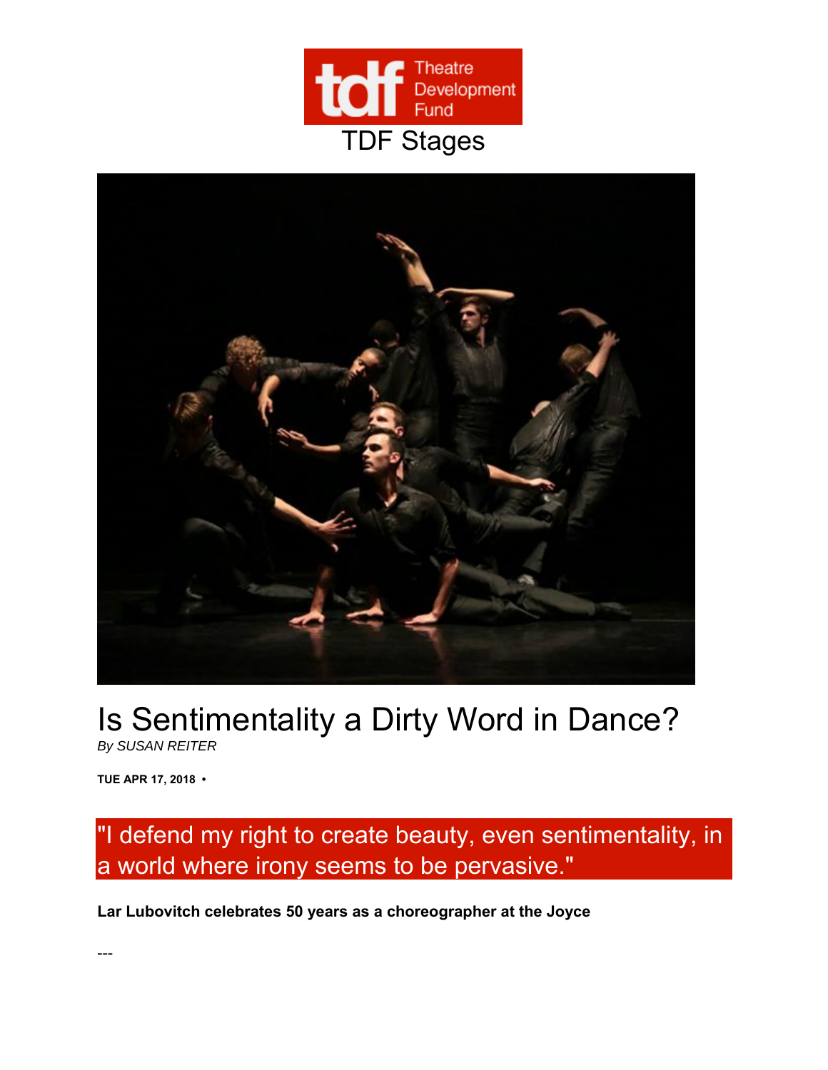TDF Stages

# Is Sentimentality a Dirty Word in Dance?

*By SUSAN REITER*

**TUE APR 17, 2018 •**

## "I defend my right to create beauty, even sentimentality, in a world where irony seems to be pervasive."

**Lar Lubovitch celebrates 50 years as a choreographer at the Joyce**

---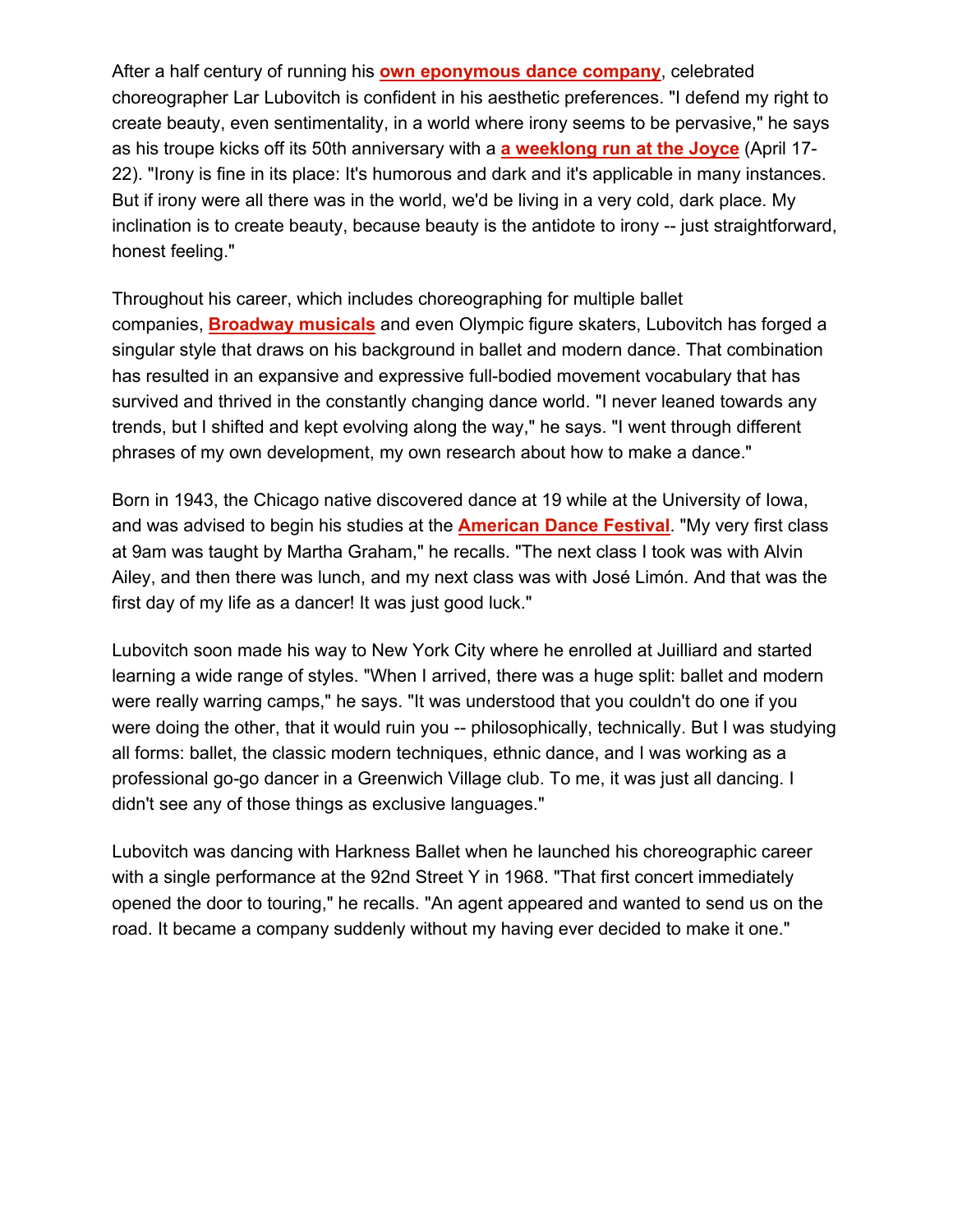After a half century of running his **own eponymous dance company**, celebrated choreographer Lar Lubovitch is confident in his aesthetic preferences. "I defend my right to create beauty, even sentimentality, in a world where irony seems to be pervasive," he says as his troupe kicks off its 50th anniversary with a **a weeklong run at the Joyce** (April 17-22). "Irony is fine in its place: It's humorous and dark and it's applicable in many instances. But if irony were all there was in the world, we'd be living in a very cold, dark place. My inclination is to create beauty, because beauty is the antidote to irony -- just straightforward, honest feeling."

Throughout his career, which includes choreographing for multiple ballet companies, **Broadway musicals** and even Olympic figure skaters, Lubovitch has forged a singular style that draws on his background in ballet and modern dance. That combination has resulted in an expansive and expressive full-bodied movement vocabulary that has survived and thrived in the constantly changing dance world. "I never leaned towards any trends, but I shifted and kept evolving along the way," he says. "I went through different phrases of my own development, my own research about how to make a dance."

Born in 1943, the Chicago native discovered dance at 19 while at the University of Iowa, and was advised to begin his studies at the **American Dance Festival**. "My very first class at 9am was taught by Martha Graham," he recalls. "The next class I took was with Alvin Ailey, and then there was lunch, and my next class was with José Limón. And that was the first day of my life as a dancer! It was just good luck."

Lubovitch soon made his way to New York City where he enrolled at Juilliard and started learning a wide range of styles. "When I arrived, there was a huge split: ballet and modern were really warring camps," he says. "It was understood that you couldn't do one if you were doing the other, that it would ruin you -- philosophically, technically. But I was studying all forms: ballet, the classic modern techniques, ethnic dance, and I was working as a professional go-go dancer in a Greenwich Village club. To me, it was just all dancing. I didn't see any of those things as exclusive languages."

Lubovitch was dancing with Harkness Ballet when he launched his choreographic career with a single performance at the 92nd Street Y in 1968. "That first concert immediately opened the door to touring," he recalls. "An agent appeared and wanted to send us on the road. It became a company suddenly without my having ever decided to make it one."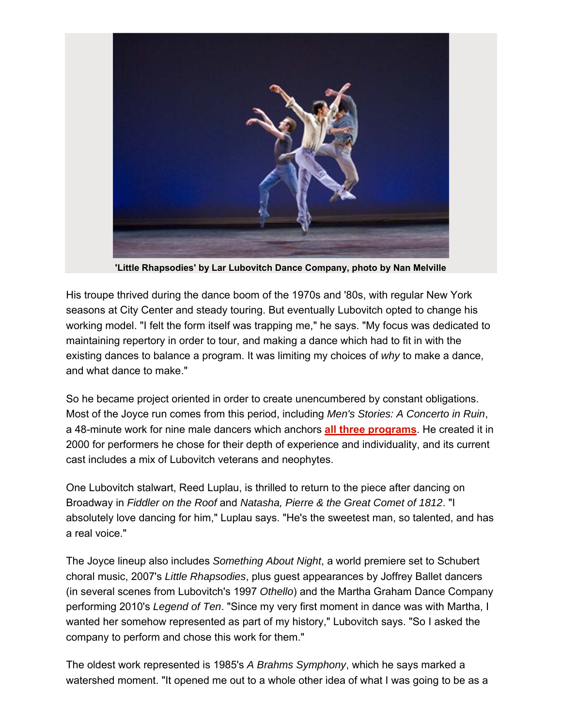**'Little Rhapsodies' by Lar Lubovitch Dance Company, photo by Nan Melville**

His troupe thrived during the dance boom of the 1970s and '80s, with regular New York seasons at City Center and steady touring. But eventually Lubovitch opted to change his working model. "I felt the form itself was trapping me," he says. "My focus was dedicated to maintaining repertory in order to tour, and making a dance which had to fit in with the existing dances to balance a program. It was limiting my choices of *why* to make a dance, and what dance to make."

So he became project oriented in order to create unencumbered by constant obligations. Most of the Joyce run comes from this period, including *Men's Stories: A Concerto in Ruin*, a 48-minute work for nine male dancers which anchors **all three programs**. He created it in 2000 for performers he chose for their depth of experience and individuality, and its current cast includes a mix of Lubovitch veterans and neophytes.

One Lubovitch stalwart, Reed Luplau, is thrilled to return to the piece after dancing on Broadway in *Fiddler on the Roof* and *Natasha, Pierre & the Great Comet of 1812*. "I absolutely love dancing for him," Luplau says. "He's the sweetest man, so talented, and has a real voice."

The Joyce lineup also includes *Something About Night*, a world premiere set to Schubert choral music, 2007's *Little Rhapsodies*, plus guest appearances by Joffrey Ballet dancers (in several scenes from Lubovitch's 1997 *Othello*) and the Martha Graham Dance Company performing 2010's *Legend of Ten*. "Since my very first moment in dance was with Martha, I wanted her somehow represented as part of my history," Lubovitch says. "So I asked the company to perform and chose this work for them."

The oldest work represented is 1985's *A Brahms Symphony*, which he says marked a watershed moment. "It opened me out to a whole other idea of what I was going to be as a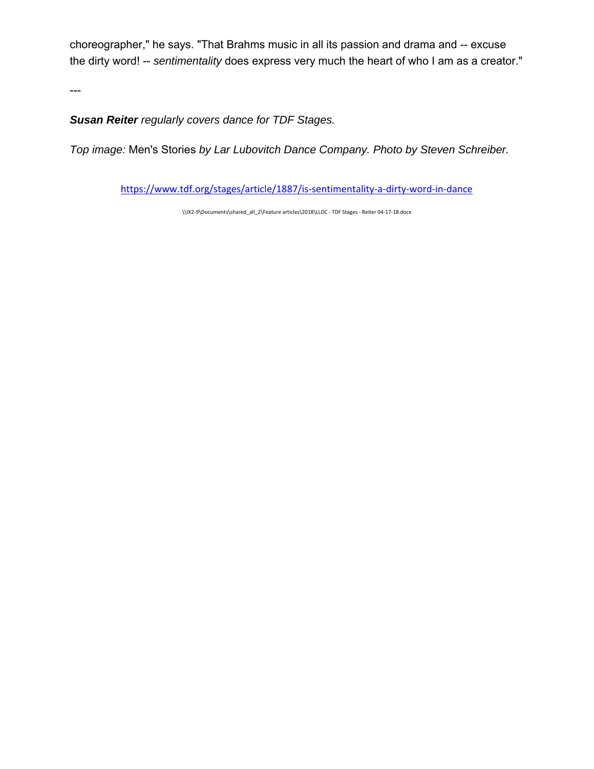choreographer," he says. "That Brahms music in all its passion and drama and -- excuse the dirty word! -- *sentimentality* does express very much the heart of who I am as a creator."

---

***Susan Reiter** regularly covers dance for TDF Stages.*

*Top image:* Men's Stories *by Lar Lubovitch Dance Company. Photo by Steven Schreiber.*

https://www.tdf.org/stages/article/1887/is-sentimentality-a-dirty-word-in-dance

\\IX2-9\Documents\shared_all_2\Feature articles\2018\LLDC - TDF Stages - Reiter 04-17-18.docx